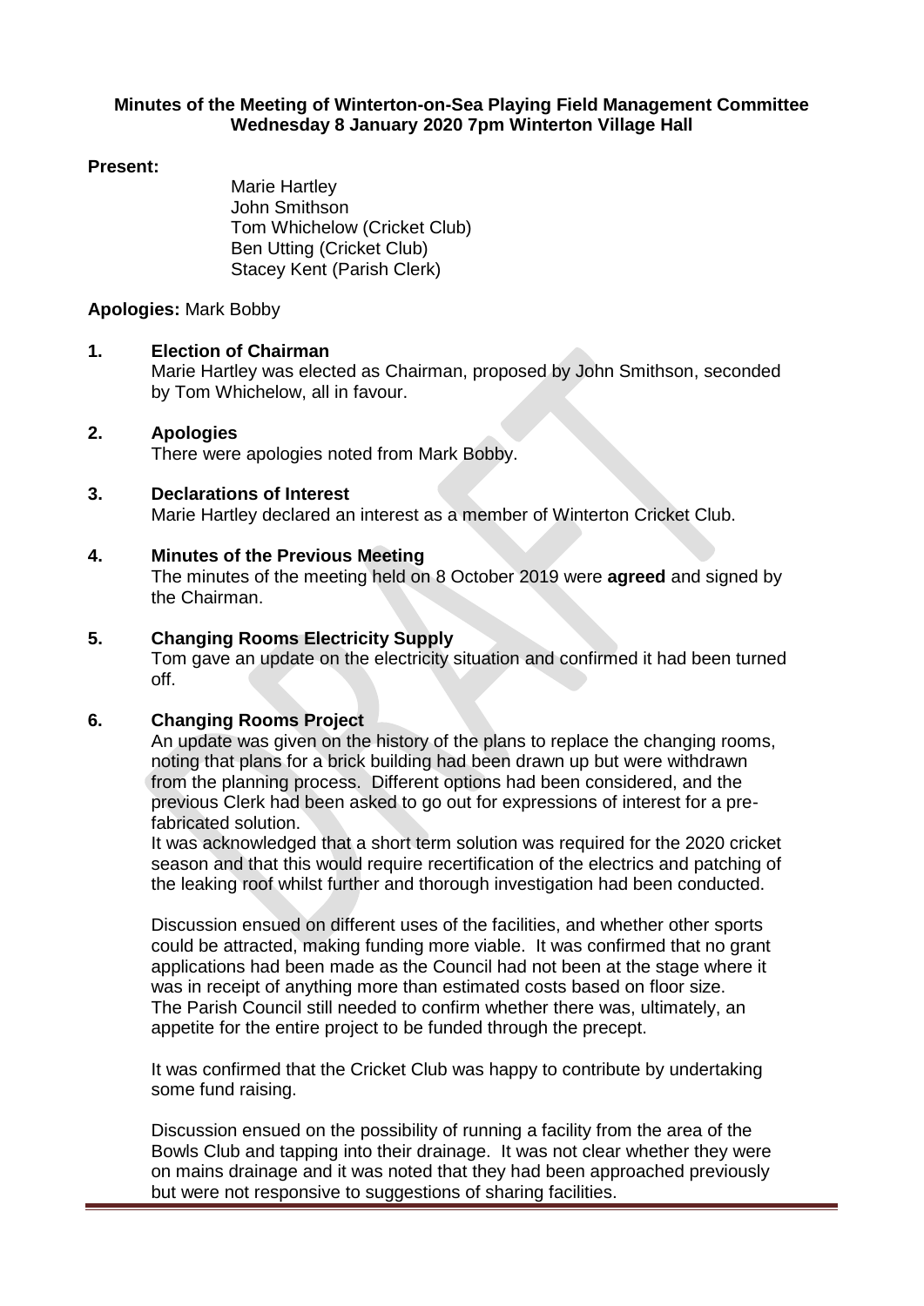**Minutes of the Meeting of Winterton-on-Sea Playing Field Management Committee**
**Wednesday 8 January 2020 7pm Winterton Village Hall**

**Present:**

Marie Hartley
John Smithson
Tom Whichelow (Cricket Club)
Ben Utting (Cricket Club)
Stacey Kent (Parish Clerk)

**Apologies:** Mark Bobby

**1. Election of Chairman**

Marie Hartley was elected as Chairman, proposed by John Smithson, seconded by Tom Whichelow, all in favour.

**2. Apologies**

There were apologies noted from Mark Bobby.

**3. Declarations of Interest**

Marie Hartley declared an interest as a member of Winterton Cricket Club.

**4. Minutes of the Previous Meeting**

The minutes of the meeting held on 8 October 2019 were **agreed** and signed by the Chairman.

**5. Changing Rooms Electricity Supply**

Tom gave an update on the electricity situation and confirmed it had been turned off.

**6. Changing Rooms Project**

An update was given on the history of the plans to replace the changing rooms, noting that plans for a brick building had been drawn up but were withdrawn from the planning process. Different options had been considered, and the previous Clerk had been asked to go out for expressions of interest for a pre-fabricated solution.

It was acknowledged that a short term solution was required for the 2020 cricket season and that this would require recertification of the electrics and patching of the leaking roof whilst further and thorough investigation had been conducted.

Discussion ensued on different uses of the facilities, and whether other sports could be attracted, making funding more viable. It was confirmed that no grant applications had been made as the Council had not been at the stage where it was in receipt of anything more than estimated costs based on floor size. The Parish Council still needed to confirm whether there was, ultimately, an appetite for the entire project to be funded through the precept.

It was confirmed that the Cricket Club was happy to contribute by undertaking some fund raising.

Discussion ensued on the possibility of running a facility from the area of the Bowls Club and tapping into their drainage. It was not clear whether they were on mains drainage and it was noted that they had been approached previously but were not responsive to suggestions of sharing facilities.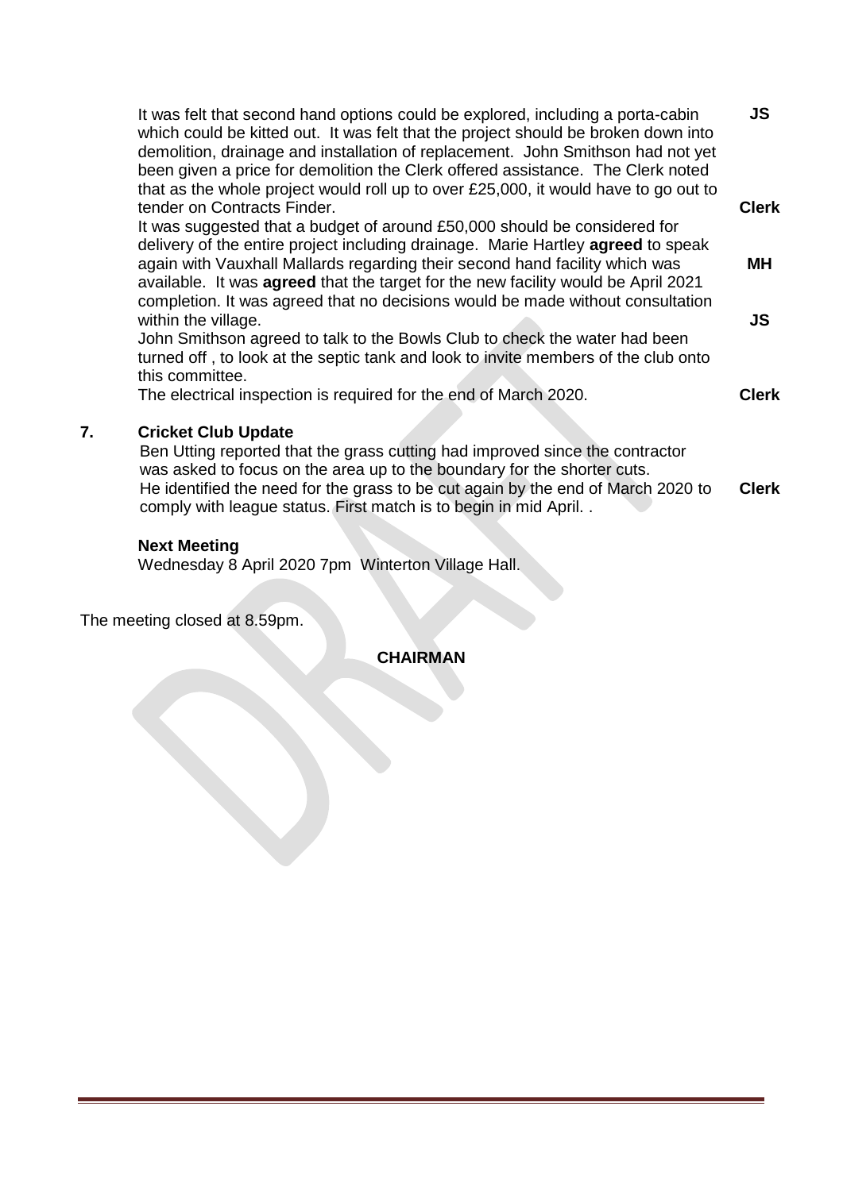It was felt that second hand options could be explored, including a porta-cabin which could be kitted out. It was felt that the project should be broken down into demolition, drainage and installation of replacement. John Smithson had not yet been given a price for demolition the Clerk offered assistance. The Clerk noted that as the whole project would roll up to over £25,000, it would have to go out to tender on Contracts Finder. **JS** **Clerk**

It was suggested that a budget of around £50,000 should be considered for delivery of the entire project including drainage. Marie Hartley **agreed** to speak again with Vauxhall Mallards regarding their second hand facility which was available. It was **agreed** that the target for the new facility would be April 2021 completion. It was agreed that no decisions would be made without consultation within the village. **MH**

John Smithson agreed to talk to the Bowls Club to check the water had been turned off , to look at the septic tank and look to invite members of the club onto this committee. **JS**

The electrical inspection is required for the end of March 2020. **Clerk**

**7. Cricket Club Update**

Ben Utting reported that the grass cutting had improved since the contractor was asked to focus on the area up to the boundary for the shorter cuts.
He identified the need for the grass to be cut again by the end of March 2020 to comply with league status. First match is to begin in mid April. . **Clerk**

**Next Meeting**
Wednesday 8 April 2020 7pm Winterton Village Hall.

The meeting closed at 8.59pm.

**CHAIRMAN**